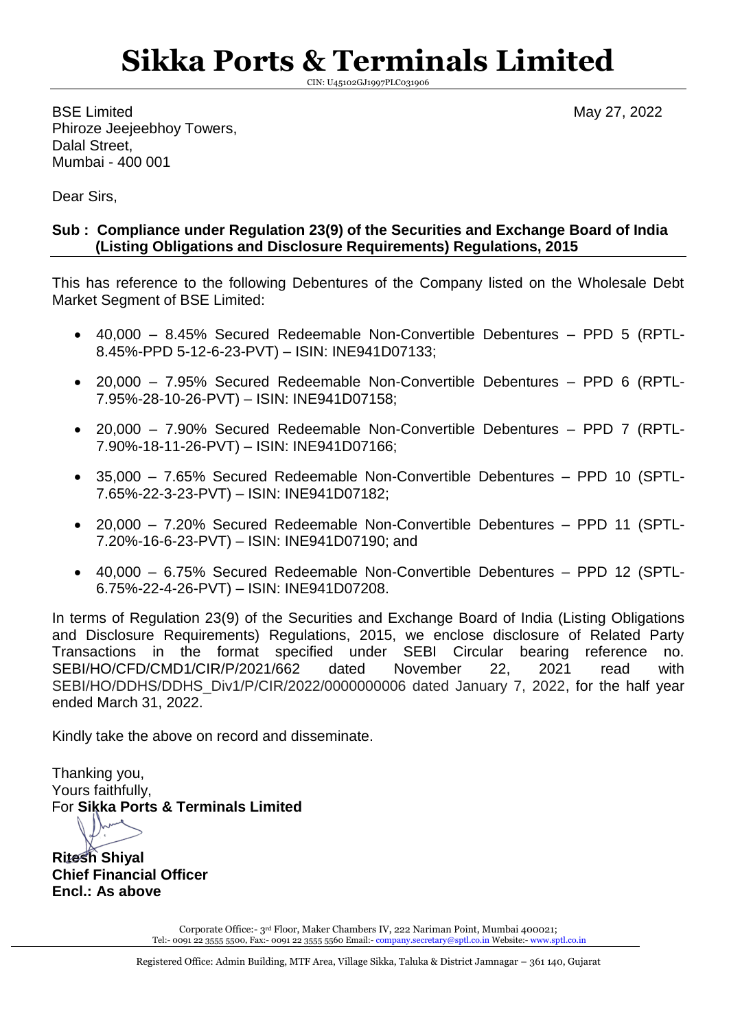# Sikka Ports & Terminals Limited

CIN: U45102GJ1997PLC031906

BSE Limited
Phiroze Jeejeebhoy Towers,
Dalal Street,
Mumbai - 400 001

May 27, 2022

Dear Sirs,

**Sub : Compliance under Regulation 23(9) of the Securities and Exchange Board of India (Listing Obligations and Disclosure Requirements) Regulations, 2015**

This has reference to the following Debentures of the Company listed on the Wholesale Debt Market Segment of BSE Limited:

- 40,000 – 8.45% Secured Redeemable Non-Convertible Debentures – PPD 5 (RPTL-8.45%-PPD 5-12-6-23-PVT) – ISIN: INE941D07133;
- 20,000 – 7.95% Secured Redeemable Non-Convertible Debentures – PPD 6 (RPTL-7.95%-28-10-26-PVT) – ISIN: INE941D07158;
- 20,000 – 7.90% Secured Redeemable Non-Convertible Debentures – PPD 7 (RPTL-7.90%-18-11-26-PVT) – ISIN: INE941D07166;
- 35,000 – 7.65% Secured Redeemable Non-Convertible Debentures – PPD 10 (SPTL-7.65%-22-3-23-PVT) – ISIN: INE941D07182;
- 20,000 – 7.20% Secured Redeemable Non-Convertible Debentures – PPD 11 (SPTL-7.20%-16-6-23-PVT) – ISIN: INE941D07190; and
- 40,000 – 6.75% Secured Redeemable Non-Convertible Debentures – PPD 12 (SPTL-6.75%-22-4-26-PVT) – ISIN: INE941D07208.

In terms of Regulation 23(9) of the Securities and Exchange Board of India (Listing Obligations and Disclosure Requirements) Regulations, 2015, we enclose disclosure of Related Party Transactions in the format specified under SEBI Circular bearing reference no. SEBI/HO/CFD/CMD1/CIR/P/2021/662 dated November 22, 2021 read with SEBI/HO/DDHS/DDHS_Div1/P/CIR/2022/0000000006 dated January 7, 2022, for the half year ended March 31, 2022.

Kindly take the above on record and disseminate.

Thanking you,
Yours faithfully,
For **Sikka Ports & Terminals Limited**

**Ritesh Shiyal**
**Chief Financial Officer**
**Encl.: As above**

Corporate Office:- 3rd Floor, Maker Chambers IV, 222 Nariman Point, Mumbai 400021;
Tel:- 0091 22 3555 5500, Fax:- 0091 22 3555 5560 Email:- company.secretary@sptl.co.in Website:- www.sptl.co.in

Registered Office: Admin Building, MTF Area, Village Sikka, Taluka & District Jamnagar – 361 140, Gujarat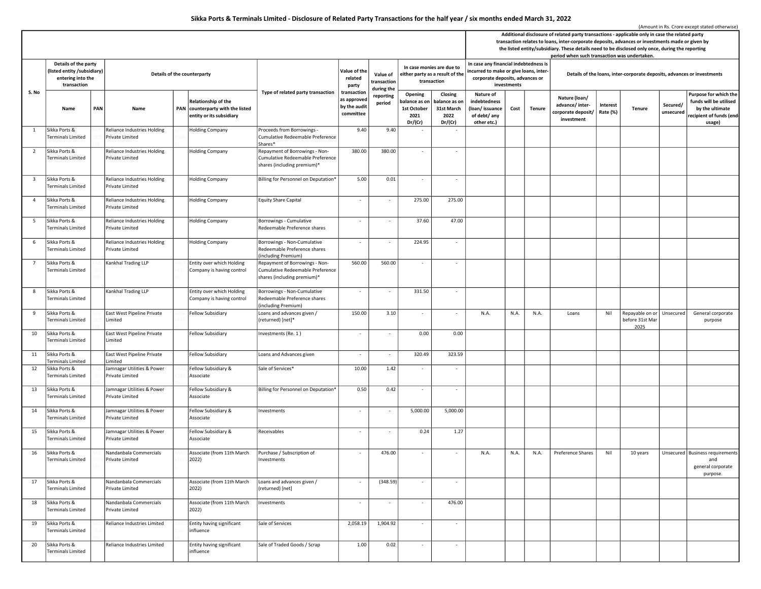## Sikka Ports & Terminals LImited - Disclosure of Related Party Transactions for the half year / six months ended March 31, 2022

(Amount in Rs. Crore except stated otherwise)

| S. No | Details of the party (listed entity /subsidiary) entering into the transaction | | Details of the counterparty | | | Type of related party transaction | Value of the related party transaction as approved by the audit committee | Value of transaction during the reporting period | In case monies are due to either party as a result of the transaction | | Additional disclosure of related party transactions - applicable only in case the related party transaction relates to loans, inter-corporate deposits, advances or investments made or given by the listed entity/subsidiary. These details need to be disclosed only once, during the reporting period when such transaction was undertaken. | | | | | | | |
|---|---|---|---|---|---|---|---|---|---|---|---|---|---|---|---|---|---|---|
| | | | | | | | | | | | In case any financial indebtedness is incurred to make or give loans, inter-corporate deposits, advances or investments | | | Details of the loans, inter-corporate deposits, advances or investments | | | | |
| | Name | PAN | Name | PAN | Relationship of the counterparty with the listed entity or its subsidiary | | | | Opening balance as on 1st October 2021 Dr/(Cr) | Closing balance as on 31st March 2022 Dr/(Cr) | Nature of indebtedness (loan/ issuance of debt/ any other etc.) | Cost | Tenure | Nature (loan/ advance/ inter-corporate deposit/ investment | Interest Rate (%) | Tenure | Secured/ unsecured | Purpose for which the funds will be utilised by the ultimate recipient of funds (end-usage) |
| 1 | Sikka Ports & Terminals Limited | | Reliance Industries Holding Private Limited | | Holding Company | Proceeds from Borrowings - Cumulative Redeemable Preference Shares* | 9.40 | 9.40 | - | - | | | | | | | | |
| 2 | Sikka Ports & Terminals Limited | | Reliance Industries Holding Private Limited | | Holding Company | Repayment of Borrowings - Non-Cumulative Redeemable Preference shares (including premium)* | 380.00 | 380.00 | - | - | | | | | | | | |
| 3 | Sikka Ports & Terminals Limited | | Reliance Industries Holding Private Limited | | Holding Company | Billing for Personnel on Deputation* | 5.00 | 0.01 | - | - | | | | | | | | |
| 4 | Sikka Ports & Terminals Limited | | Reliance Industries Holding Private Limited | | Holding Company | Equity Share Capital | - | - | 275.00 | 275.00 | | | | | | | | |
| 5 | Sikka Ports & Terminals Limited | | Reliance Industries Holding Private Limited | | Holding Company | Borrowings - Cumulative Redeemable Preference shares | - | - | 37.60 | 47.00 | | | | | | | | |
| 6 | Sikka Ports & Terminals Limited | | Reliance Industries Holding Private Limited | | Holding Company | Borrowings - Non-Cumulative Redeemable Preference shares (including Premium) | - | - | 224.95 | - | | | | | | | | |
| 7 | Sikka Ports & Terminals Limited | | Kankhal Trading LLP | | Entity over which Holding Company is having control | Repayment of Borrowings - Non-Cumulative Redeemable Preference shares (including premium)* | 560.00 | 560.00 | - | - | | | | | | | | |
| 8 | Sikka Ports & Terminals Limited | | Kankhal Trading LLP | | Entity over which Holding Company is having control | Borrowings - Non-Cumulative Redeemable Preference shares (including Premium) | - | - | 331.50 | - | | | | | | | | |
| 9 | Sikka Ports & Terminals Limited | | East West Pipeline Private Limited | | Fellow Subsidiary | Loans and advances given / (returned) [net]* | 150.00 | 3.10 | - | - | N.A. | N.A. | N.A. | Loans | Nil | Repayable on or before 31st Mar 2025 | Unsecured | General corporate purpose |
| 10 | Sikka Ports & Terminals Limited | | East West Pipeline Private Limited | | Fellow Subsidiary | Investments (Re. 1 ) | - | - | 0.00 | 0.00 | | | | | | | | |
| 11 | Sikka Ports & Terminals Limited | | East West Pipeline Private Limited | | Fellow Subsidiary | Loans and Advances given | - | - | 320.49 | 323.59 | | | | | | | | |
| 12 | Sikka Ports & Terminals Limited | | Jamnagar Utilities & Power Private Limited | | Fellow Subsidiary & Associate | Sale of Services* | 10.00 | 1.42 | - | - | | | | | | | | |
| 13 | Sikka Ports & Terminals Limited | | Jamnagar Utilities & Power Private Limited | | Fellow Subsidiary & Associate | Billing for Personnel on Deputation* | 0.50 | 0.42 | - | - | | | | | | | | |
| 14 | Sikka Ports & Terminals Limited | | Jamnagar Utilities & Power Private Limited | | Fellow Subsidiary & Associate | Investments | - | - | 5,000.00 | 5,000.00 | | | | | | | | |
| 15 | Sikka Ports & Terminals Limited | | Jamnagar Utilities & Power Private Limited | | Fellow Subsidiary & Associate | Receivables | - | - | 0.24 | 1.27 | | | | | | | | |
| 16 | Sikka Ports & Terminals Limited | | Nandanbala Commercials Private Limited | | Associate (from 11th March 2022) | Purchase / Subscription of Investments | - | 476.00 | - | - | N.A. | N.A. | N.A. | Preference Shares | Nil | 10 years | Unsecured | Business requirements and general corporate purpose. |
| 17 | Sikka Ports & Terminals Limited | | Nandanbala Commercials Private Limited | | Associate (from 11th March 2022) | Loans and advances given / (returned) [net] | - | (348.59) | - | - | | | | | | | | |
| 18 | Sikka Ports & Terminals Limited | | Nandanbala Commercials Private Limited | | Associate (from 11th March 2022) | Investments | - | - | - | 476.00 | | | | | | | | |
| 19 | Sikka Ports & Terminals Limited | | Reliance Industries Limited | | Entity having significant influence | Sale of Services | 2,058.19 | 1,904.92 | - | - | | | | | | | | |
| 20 | Sikka Ports & Terminals Limited | | Reliance Industries Limited | | Entity having significant influence | Sale of Traded Goods / Scrap | 1.00 | 0.02 | - | - | | | | | | | | |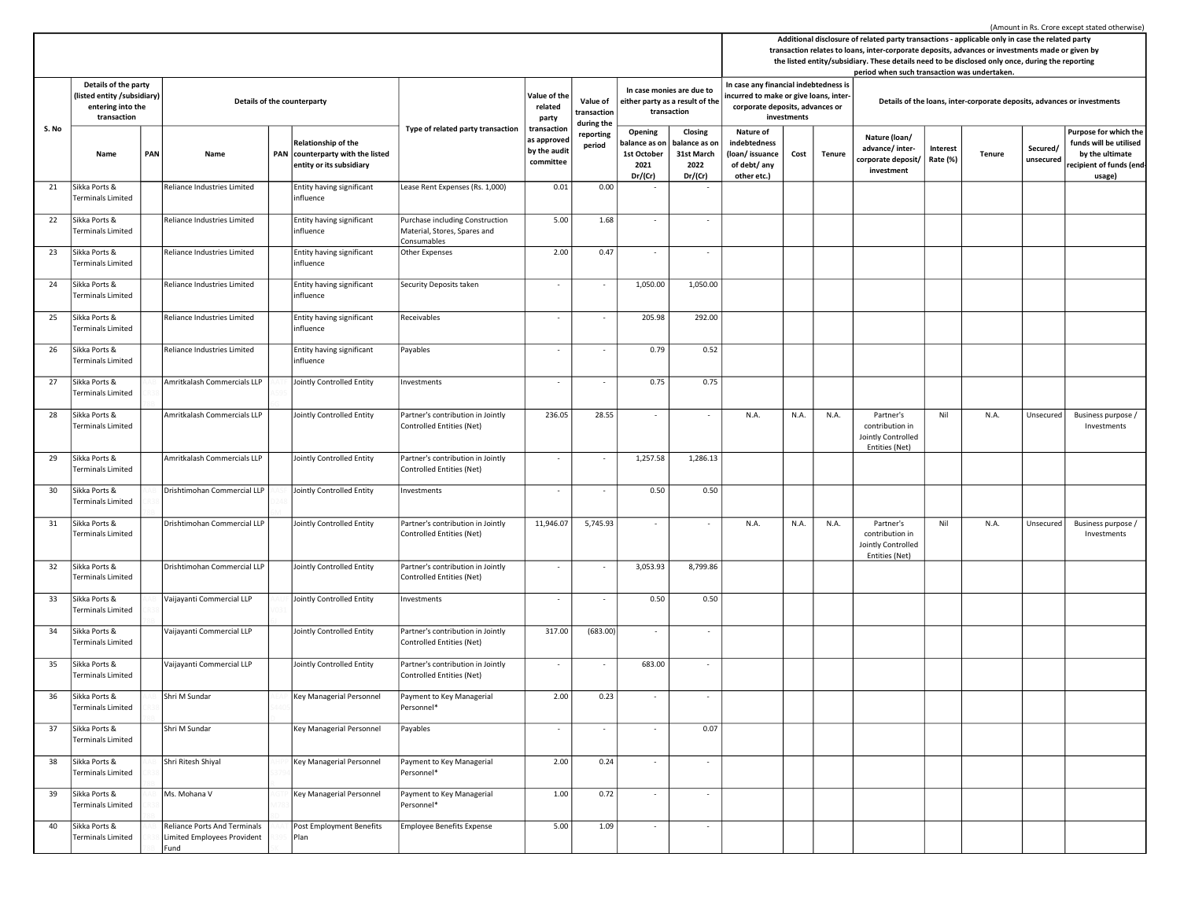(Amount in Rs. Crore except stated otherwise)

| S. No | Details of the party (listed entity /subsidiary) entering into the transaction | | Details of the counterparty | | | Type of related party transaction | Value of the related party transaction as approved by the audit committee | Value of transaction during the reporting period | In case monies are due to either party as a result of the transaction | | Additional disclosure of related party transactions - applicable only in case the related party transaction relates to loans, inter-corporate deposits, advances or investments made or given by the listed entity/subsidiary. These details need to be disclosed only once, during the reporting period when such transaction was undertaken. In case any financial indebtedness is incurred to make or give loans, inter-corporate deposits, advances or investments | | | Details of the loans, inter-corporate deposits, advances or investments | | | | |
|---|---|---|---|---|---|---|---|---|---|---|---|---|---|---|---|---|---|---|
| | Name | PAN | Name | PAN | Relationship of the counterparty with the listed entity or its subsidiary | | | | Opening balance as on 1st October 2021 Dr/(Cr) | Closing balance as on 31st March 2022 Dr/(Cr) | Nature of indebtedness (loan/ issuance of debt/ any other etc.) | Cost | Tenure | Nature (loan/ advance/ inter-corporate deposit/ investment | Interest Rate (%) | Tenure | Secured/ unsecured | Purpose for which the funds will be utilised by the ultimate recipient of funds (end-usage) |
| 21 | Sikka Ports & Terminals Limited | | Reliance Industries Limited | | Entity having significant influence | Lease Rent Expenses (Rs. 1,000) | 0.01 | 0.00 | - | - | | | | | | | | |
| 22 | Sikka Ports & Terminals Limited | | Reliance Industries Limited | | Entity having significant influence | Purchase including Construction Material, Stores, Spares and Consumables | 5.00 | 1.68 | - | - | | | | | | | | |
| 23 | Sikka Ports & Terminals Limited | | Reliance Industries Limited | | Entity having significant influence | Other Expenses | 2.00 | 0.47 | - | - | | | | | | | | |
| 24 | Sikka Ports & Terminals Limited | | Reliance Industries Limited | | Entity having significant influence | Security Deposits taken | - | - | 1,050.00 | 1,050.00 | | | | | | | | |
| 25 | Sikka Ports & Terminals Limited | | Reliance Industries Limited | | Entity having significant influence | Receivables | - | - | 205.98 | 292.00 | | | | | | | | |
| 26 | Sikka Ports & Terminals Limited | | Reliance Industries Limited | | Entity having significant influence | Payables | - | - | 0.79 | 0.52 | | | | | | | | |
| 27 | Sikka Ports & Terminals Limited | | Amritkalash Commercials LLP | | Jointly Controlled Entity | Investments | - | - | 0.75 | 0.75 | | | | | | | | |
| 28 | Sikka Ports & Terminals Limited | | Amritkalash Commercials LLP | | Jointly Controlled Entity | Partner's contribution in Jointly Controlled Entities (Net) | 236.05 | 28.55 | - | - | N.A. | N.A. | N.A. | Partner's contribution in Jointly Controlled Entities (Net) | Nil | N.A. | Unsecured | Business purpose / Investments |
| 29 | Sikka Ports & Terminals Limited | | Amritkalash Commercials LLP | | Jointly Controlled Entity | Partner's contribution in Jointly Controlled Entities (Net) | - | - | 1,257.58 | 1,286.13 | | | | | | | | |
| 30 | Sikka Ports & Terminals Limited | | Drishtimohan Commercial LLP | | Jointly Controlled Entity | Investments | - | - | 0.50 | 0.50 | | | | | | | | |
| 31 | Sikka Ports & Terminals Limited | | Drishtimohan Commercial LLP | | Jointly Controlled Entity | Partner's contribution in Jointly Controlled Entities (Net) | 11,946.07 | 5,745.93 | - | - | N.A. | N.A. | N.A. | Partner's contribution in Jointly Controlled Entities (Net) | Nil | N.A. | Unsecured | Business purpose / Investments |
| 32 | Sikka Ports & Terminals Limited | | Drishtimohan Commercial LLP | | Jointly Controlled Entity | Partner's contribution in Jointly Controlled Entities (Net) | - | - | 3,053.93 | 8,799.86 | | | | | | | | |
| 33 | Sikka Ports & Terminals Limited | | Vaijayanti Commercial LLP | | Jointly Controlled Entity | Investments | - | - | 0.50 | 0.50 | | | | | | | | |
| 34 | Sikka Ports & Terminals Limited | | Vaijayanti Commercial LLP | | Jointly Controlled Entity | Partner's contribution in Jointly Controlled Entities (Net) | 317.00 | (683.00) | - | - | | | | | | | | |
| 35 | Sikka Ports & Terminals Limited | | Vaijayanti Commercial LLP | | Jointly Controlled Entity | Partner's contribution in Jointly Controlled Entities (Net) | - | - | 683.00 | - | | | | | | | | |
| 36 | Sikka Ports & Terminals Limited | | Shri M Sundar | | Key Managerial Personnel | Payment to Key Managerial Personnel* | 2.00 | 0.23 | - | - | | | | | | | | |
| 37 | Sikka Ports & Terminals Limited | | Shri M Sundar | | Key Managerial Personnel | Payables | - | - | - | 0.07 | | | | | | | | |
| 38 | Sikka Ports & Terminals Limited | | Shri Ritesh Shiyal | | Key Managerial Personnel | Payment to Key Managerial Personnel* | 2.00 | 0.24 | - | - | | | | | | | | |
| 39 | Sikka Ports & Terminals Limited | | Ms. Mohana V | | Key Managerial Personnel | Payment to Key Managerial Personnel* | 1.00 | 0.72 | - | - | | | | | | | | |
| 40 | Sikka Ports & Terminals Limited | | Reliance Ports And Terminals Limited Employees Provident Fund | | Post Employment Benefits Plan | Employee Benefits Expense | 5.00 | 1.09 | - | - | | | | | | | | |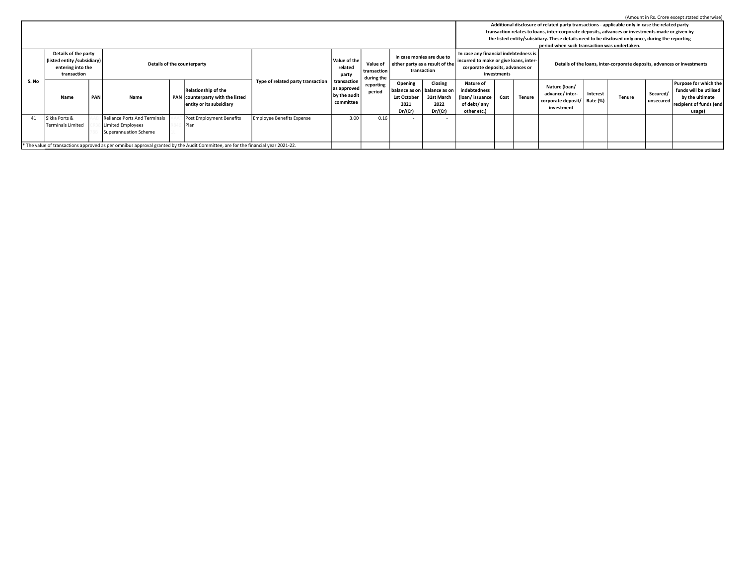(Amount in Rs. Crore except stated otherwise)

| S. No | Details of the party (listed entity /subsidiary) entering into the transaction | | Details of the counterparty | | | Type of related party transaction | Value of the related party transaction as approved by the audit committee | Value of transaction during the reporting period | In case monies are due to either party as a result of the transaction | | Additional disclosure of related party transactions - applicable only in case the related party transaction relates to loans, inter-corporate deposits, advances or investments made or given by the listed entity/subsidiary. These details need to be disclosed only once, during the reporting period when such transaction was undertaken. In case any financial indebtedness is incurred to make or give loans, inter-corporate deposits, advances or investments | | | Details of the loans, inter-corporate deposits, advances or investments | | | | |
|---|---|---|---|---|---|---|---|---|---|---|---|---|---|---|---|---|---|---|
| | Name | PAN | Name | PAN | Relationship of the counterparty with the listed entity or its subsidiary | | | | Opening balance as on 1st October 2021 Dr/(Cr) | Closing balance as on 31st March 2022 Dr/(Cr) | Nature of indebtedness (loan/ issuance of debt/ any other etc.) | Cost | Tenure | Nature (loan/ advance/ inter-corporate deposit/ investment | Interest Rate (%) | Tenure | Secured/ unsecured | Purpose for which the funds will be utilised by the ultimate recipient of funds (end-usage) |
| 41 | Sikka Ports & Terminals Limited | | Reliance Ports And Terminals Limited Employees Superannuation Scheme | | Post Employment Benefits Plan | Employee Benefits Expense | 3.00 | 0.16 | - | - | | | | | | | | |

* The value of transactions approved as per omnibus approval granted by the Audit Committee, are for the financial year 2021-22.